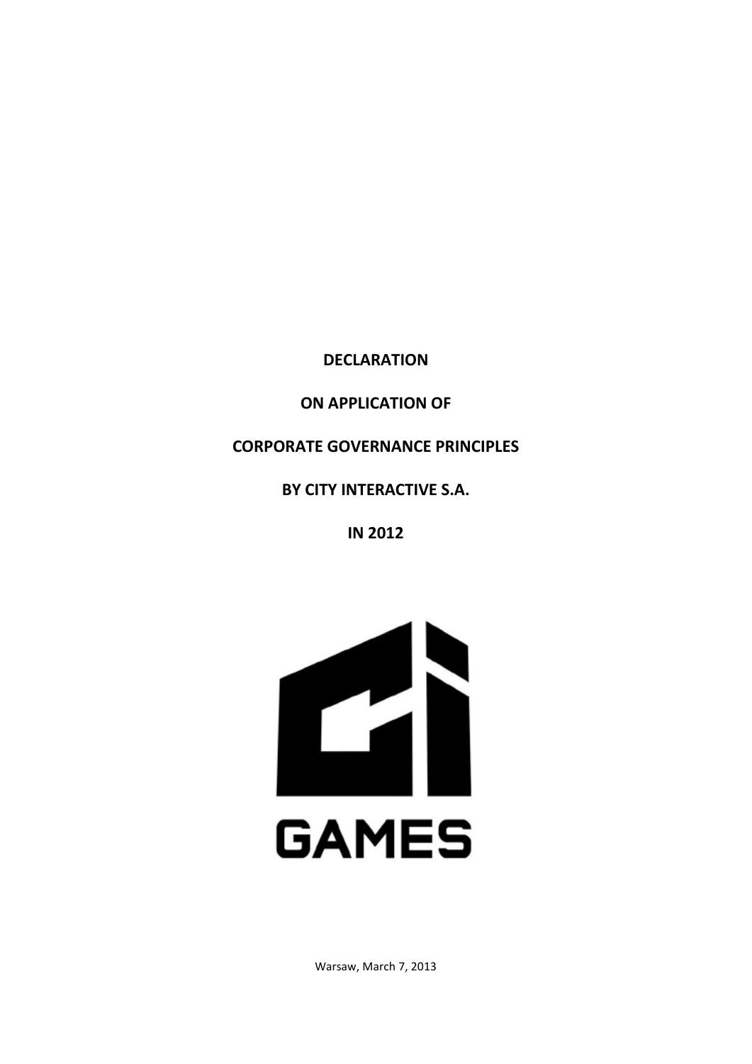# DECLARATION

# ON APPLICATION OF

# CORPORATE GOVERNANCE PRINCIPLES

# BY CITY INTERACTIVE S.A.

# IN 2012

GAMES

Warsaw, March 7, 2013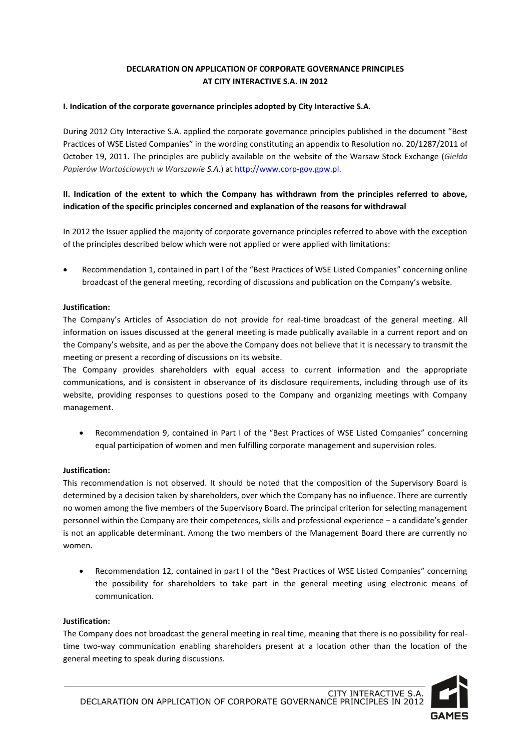**DECLARATION ON APPLICATION OF CORPORATE GOVERNANCE PRINCIPLES AT CITY INTERACTIVE S.A. IN 2012**

**I. Indication of the corporate governance principles adopted by City Interactive S.A.**

During 2012 City Interactive S.A. applied the corporate governance principles published in the document "Best Practices of WSE Listed Companies" in the wording constituting an appendix to Resolution no. 20/1287/2011 of October 19, 2011. The principles are publicly available on the website of the Warsaw Stock Exchange (*Giełda Papierów Wartościowych w Warszawie S.A.*) at http://www.corp-gov.gpw.pl.

**II. Indication of the extent to which the Company has withdrawn from the principles referred to above, indication of the specific principles concerned and explanation of the reasons for withdrawal**

In 2012 the Issuer applied the majority of corporate governance principles referred to above with the exception of the principles described below which were not applied or were applied with limitations:

- Recommendation 1, contained in part I of the "Best Practices of WSE Listed Companies" concerning online broadcast of the general meeting, recording of discussions and publication on the Company's website.

**Justification:**
The Company's Articles of Association do not provide for real-time broadcast of the general meeting. All information on issues discussed at the general meeting is made publically available in a current report and on the Company's website, and as per the above the Company does not believe that it is necessary to transmit the meeting or present a recording of discussions on its website.
The Company provides shareholders with equal access to current information and the appropriate communications, and is consistent in observance of its disclosure requirements, including through use of its website, providing responses to questions posed to the Company and organizing meetings with Company management.

- Recommendation 9, contained in Part I of the "Best Practices of WSE Listed Companies" concerning equal participation of women and men fulfilling corporate management and supervision roles.

**Justification:**
This recommendation is not observed. It should be noted that the composition of the Supervisory Board is determined by a decision taken by shareholders, over which the Company has no influence. There are currently no women among the five members of the Supervisory Board. The principal criterion for selecting management personnel within the Company are their competences, skills and professional experience – a candidate's gender is not an applicable determinant. Among the two members of the Management Board there are currently no women.

- Recommendation 12, contained in part I of the "Best Practices of WSE Listed Companies" concerning the possibility for shareholders to take part in the general meeting using electronic means of communication.

**Justification:**
The Company does not broadcast the general meeting in real time, meaning that there is no possibility for real-time two-way communication enabling shareholders present at a location other than the location of the general meeting to speak during discussions.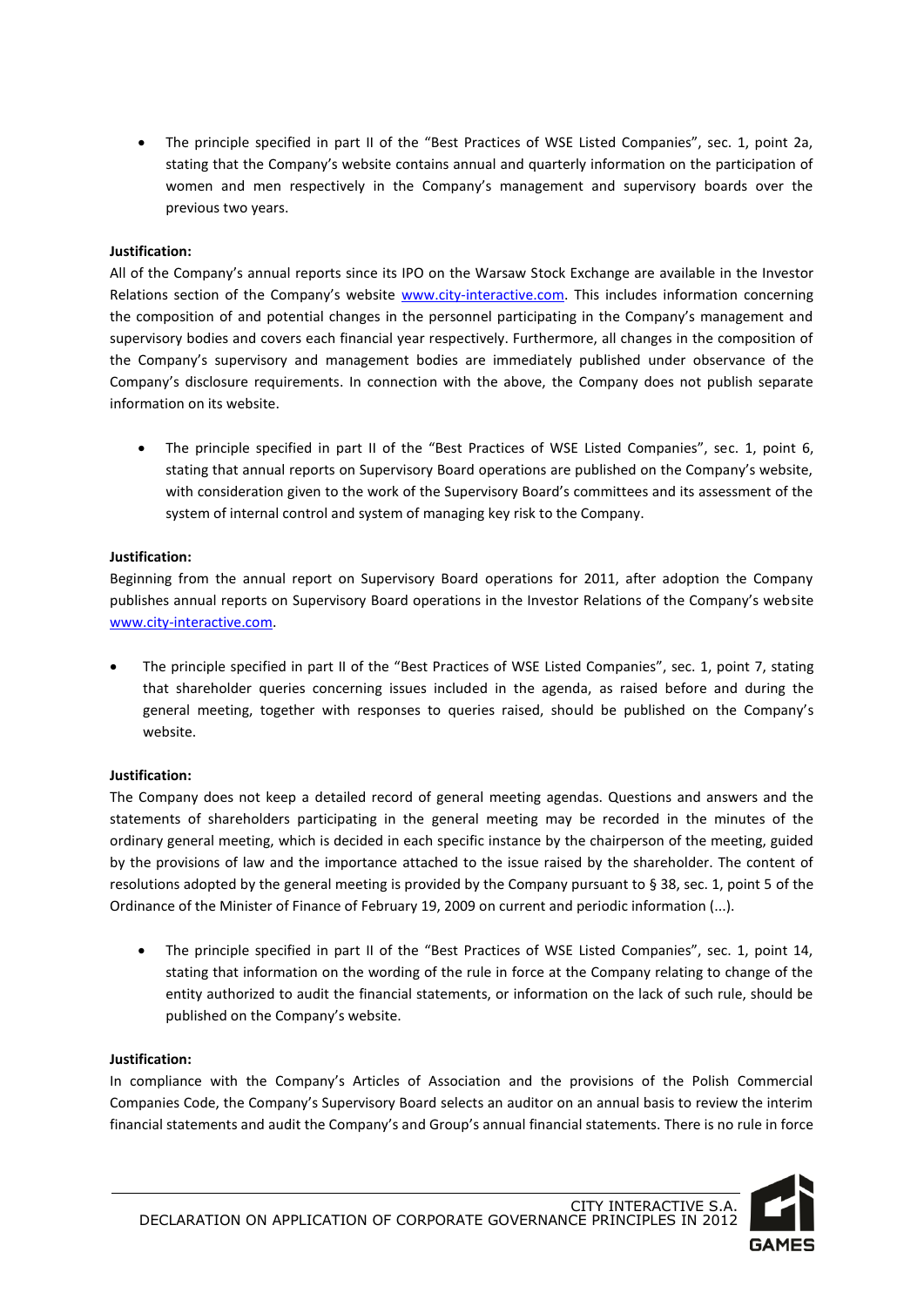- The principle specified in part II of the "Best Practices of WSE Listed Companies", sec. 1, point 2a, stating that the Company's website contains annual and quarterly information on the participation of women and men respectively in the Company's management and supervisory boards over the previous two years.

**Justification:**

All of the Company's annual reports since its IPO on the Warsaw Stock Exchange are available in the Investor Relations section of the Company's website www.city-interactive.com. This includes information concerning the composition of and potential changes in the personnel participating in the Company's management and supervisory bodies and covers each financial year respectively. Furthermore, all changes in the composition of the Company's supervisory and management bodies are immediately published under observance of the Company's disclosure requirements. In connection with the above, the Company does not publish separate information on its website.

- The principle specified in part II of the "Best Practices of WSE Listed Companies", sec. 1, point 6, stating that annual reports on Supervisory Board operations are published on the Company's website, with consideration given to the work of the Supervisory Board's committees and its assessment of the system of internal control and system of managing key risk to the Company.

**Justification:**

Beginning from the annual report on Supervisory Board operations for 2011, after adoption the Company publishes annual reports on Supervisory Board operations in the Investor Relations of the Company's website www.city-interactive.com.

- The principle specified in part II of the "Best Practices of WSE Listed Companies", sec. 1, point 7, stating that shareholder queries concerning issues included in the agenda, as raised before and during the general meeting, together with responses to queries raised, should be published on the Company's website.

**Justification:**

The Company does not keep a detailed record of general meeting agendas. Questions and answers and the statements of shareholders participating in the general meeting may be recorded in the minutes of the ordinary general meeting, which is decided in each specific instance by the chairperson of the meeting, guided by the provisions of law and the importance attached to the issue raised by the shareholder. The content of resolutions adopted by the general meeting is provided by the Company pursuant to § 38, sec. 1, point 5 of the Ordinance of the Minister of Finance of February 19, 2009 on current and periodic information (...).

- The principle specified in part II of the "Best Practices of WSE Listed Companies", sec. 1, point 14, stating that information on the wording of the rule in force at the Company relating to change of the entity authorized to audit the financial statements, or information on the lack of such rule, should be published on the Company's website.

**Justification:**

In compliance with the Company's Articles of Association and the provisions of the Polish Commercial Companies Code, the Company's Supervisory Board selects an auditor on an annual basis to review the interim financial statements and audit the Company's and Group's annual financial statements. There is no rule in force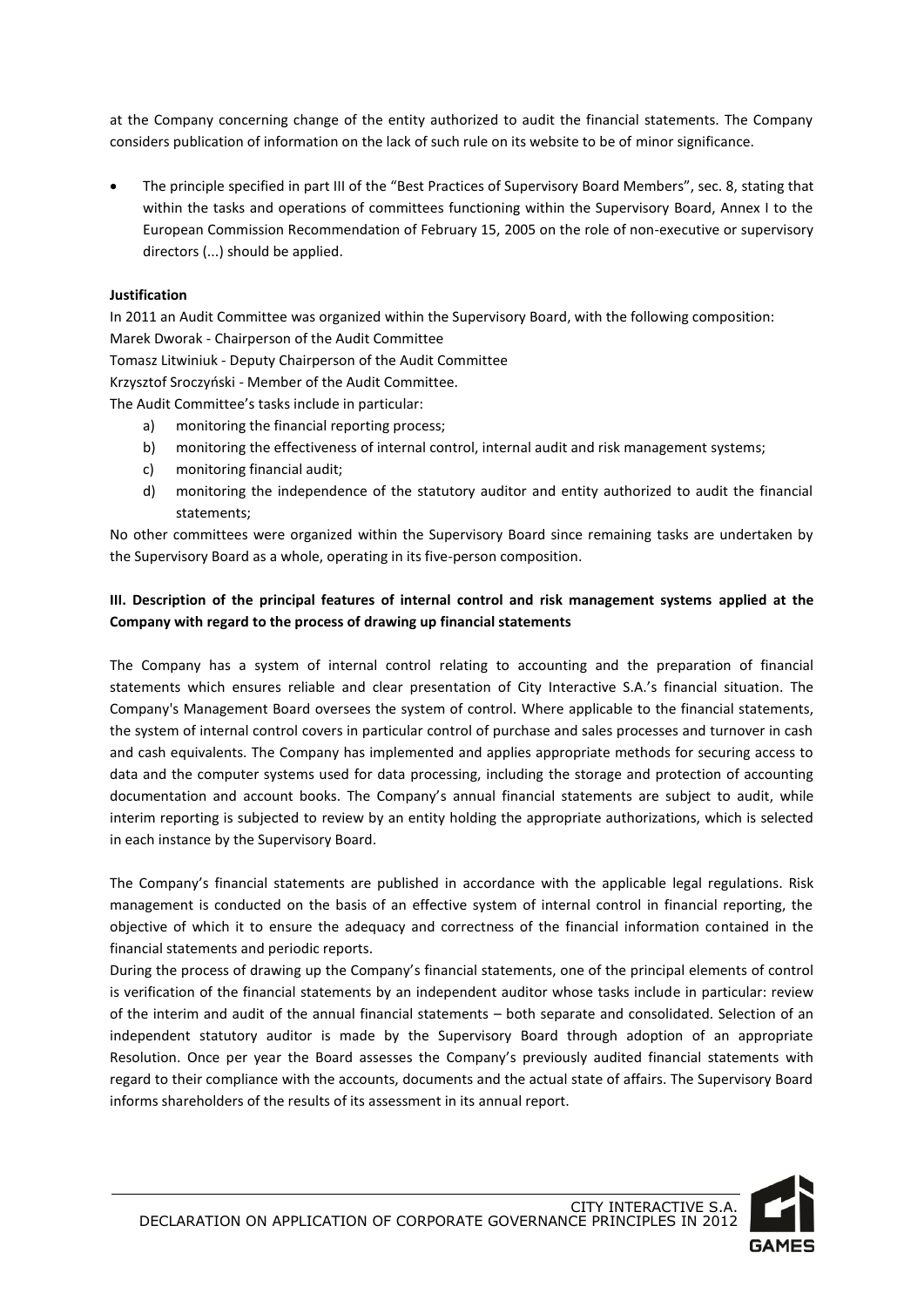at the Company concerning change of the entity authorized to audit the financial statements. The Company considers publication of information on the lack of such rule on its website to be of minor significance.

- The principle specified in part III of the "Best Practices of Supervisory Board Members", sec. 8, stating that within the tasks and operations of committees functioning within the Supervisory Board, Annex I to the European Commission Recommendation of February 15, 2005 on the role of non-executive or supervisory directors (...) should be applied.

**Justification**

In 2011 an Audit Committee was organized within the Supervisory Board, with the following composition:
Marek Dworak - Chairperson of the Audit Committee
Tomasz Litwiniuk - Deputy Chairperson of the Audit Committee
Krzysztof Sroczyński - Member of the Audit Committee.

The Audit Committee's tasks include in particular:

a) monitoring the financial reporting process;
b) monitoring the effectiveness of internal control, internal audit and risk management systems;
c) monitoring financial audit;
d) monitoring the independence of the statutory auditor and entity authorized to audit the financial statements;

No other committees were organized within the Supervisory Board since remaining tasks are undertaken by the Supervisory Board as a whole, operating in its five-person composition.

## III. Description of the principal features of internal control and risk management systems applied at the Company with regard to the process of drawing up financial statements

The Company has a system of internal control relating to accounting and the preparation of financial statements which ensures reliable and clear presentation of City Interactive S.A.'s financial situation. The Company's Management Board oversees the system of control. Where applicable to the financial statements, the system of internal control covers in particular control of purchase and sales processes and turnover in cash and cash equivalents. The Company has implemented and applies appropriate methods for securing access to data and the computer systems used for data processing, including the storage and protection of accounting documentation and account books. The Company's annual financial statements are subject to audit, while interim reporting is subjected to review by an entity holding the appropriate authorizations, which is selected in each instance by the Supervisory Board.

The Company's financial statements are published in accordance with the applicable legal regulations. Risk management is conducted on the basis of an effective system of internal control in financial reporting, the objective of which it to ensure the adequacy and correctness of the financial information contained in the financial statements and periodic reports.

During the process of drawing up the Company's financial statements, one of the principal elements of control is verification of the financial statements by an independent auditor whose tasks include in particular: review of the interim and audit of the annual financial statements – both separate and consolidated. Selection of an independent statutory auditor is made by the Supervisory Board through adoption of an appropriate Resolution. Once per year the Board assesses the Company's previously audited financial statements with regard to their compliance with the accounts, documents and the actual state of affairs. The Supervisory Board informs shareholders of the results of its assessment in its annual report.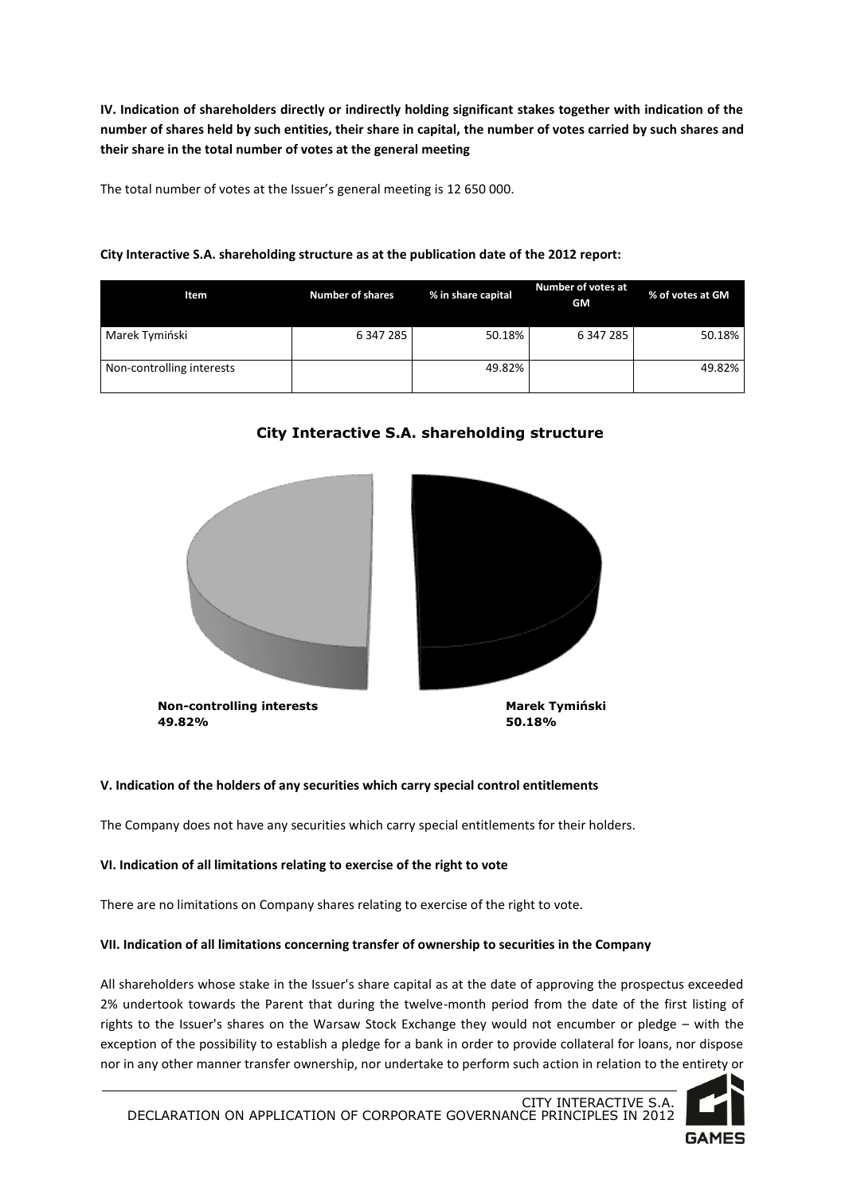**IV. Indication of shareholders directly or indirectly holding significant stakes together with indication of the number of shares held by such entities, their share in capital, the number of votes carried by such shares and their share in the total number of votes at the general meeting**

The total number of votes at the Issuer's general meeting is 12 650 000.

**City Interactive S.A. shareholding structure as at the publication date of the 2012 report:**

| Item | Number of shares | % in share capital | Number of votes at GM | % of votes at GM |
|---|---|---|---|---|
| Marek Tymiński | 6 347 285 | 50.18% | 6 347 285 | 50.18% |
| Non-controlling interests | | 49.82% | | 49.82% |

**City Interactive S.A. shareholding structure**

**Non-controlling interests 49.82%**

**Marek Tymiński 50.18%**

**V. Indication of the holders of any securities which carry special control entitlements**

The Company does not have any securities which carry special entitlements for their holders.

**VI. Indication of all limitations relating to exercise of the right to vote**

There are no limitations on Company shares relating to exercise of the right to vote.

**VII. Indication of all limitations concerning transfer of ownership to securities in the Company**

All shareholders whose stake in the Issuer's share capital as at the date of approving the prospectus exceeded 2% undertook towards the Parent that during the twelve-month period from the date of the first listing of rights to the Issuer's shares on the Warsaw Stock Exchange they would not encumber or pledge – with the exception of the possibility to establish a pledge for a bank in order to provide collateral for loans, nor dispose nor in any other manner transfer ownership, nor undertake to perform such action in relation to the entirety or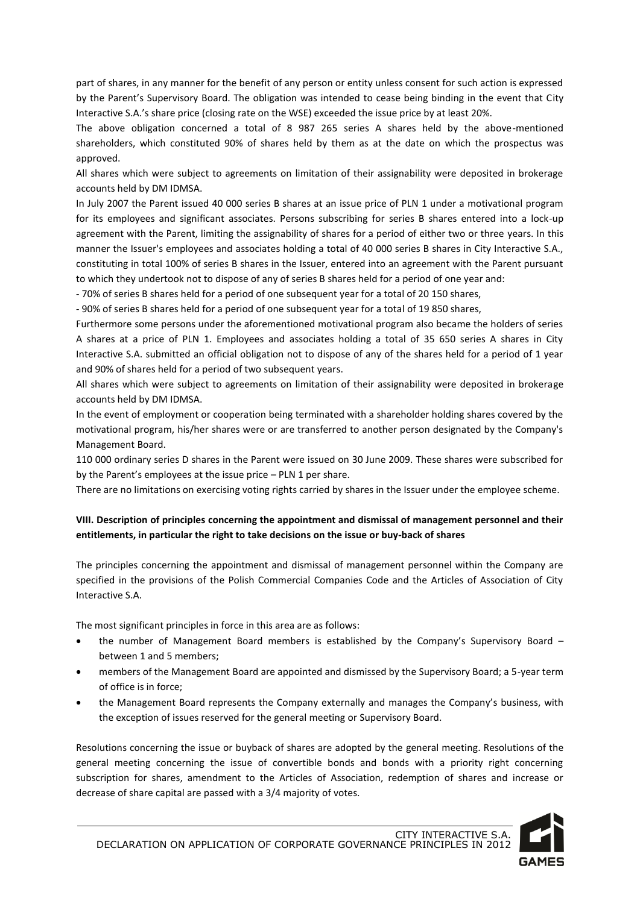part of shares, in any manner for the benefit of any person or entity unless consent for such action is expressed by the Parent's Supervisory Board. The obligation was intended to cease being binding in the event that City Interactive S.A.'s share price (closing rate on the WSE) exceeded the issue price by at least 20%.

The above obligation concerned a total of 8 987 265 series A shares held by the above-mentioned shareholders, which constituted 90% of shares held by them as at the date on which the prospectus was approved.

All shares which were subject to agreements on limitation of their assignability were deposited in brokerage accounts held by DM IDMSA.

In July 2007 the Parent issued 40 000 series B shares at an issue price of PLN 1 under a motivational program for its employees and significant associates. Persons subscribing for series B shares entered into a lock-up agreement with the Parent, limiting the assignability of shares for a period of either two or three years. In this manner the Issuer's employees and associates holding a total of 40 000 series B shares in City Interactive S.A., constituting in total 100% of series B shares in the Issuer, entered into an agreement with the Parent pursuant to which they undertook not to dispose of any of series B shares held for a period of one year and:

- 70% of series B shares held for a period of one subsequent year for a total of 20 150 shares,
- 90% of series B shares held for a period of one subsequent year for a total of 19 850 shares,

Furthermore some persons under the aforementioned motivational program also became the holders of series A shares at a price of PLN 1. Employees and associates holding a total of 35 650 series A shares in City Interactive S.A. submitted an official obligation not to dispose of any of the shares held for a period of 1 year and 90% of shares held for a period of two subsequent years.

All shares which were subject to agreements on limitation of their assignability were deposited in brokerage accounts held by DM IDMSA.

In the event of employment or cooperation being terminated with a shareholder holding shares covered by the motivational program, his/her shares were or are transferred to another person designated by the Company's Management Board.

110 000 ordinary series D shares in the Parent were issued on 30 June 2009. These shares were subscribed for by the Parent's employees at the issue price – PLN 1 per share.

There are no limitations on exercising voting rights carried by shares in the Issuer under the employee scheme.

## VIII. Description of principles concerning the appointment and dismissal of management personnel and their entitlements, in particular the right to take decisions on the issue or buy-back of shares

The principles concerning the appointment and dismissal of management personnel within the Company are specified in the provisions of the Polish Commercial Companies Code and the Articles of Association of City Interactive S.A.

The most significant principles in force in this area are as follows:

- the number of Management Board members is established by the Company's Supervisory Board – between 1 and 5 members;
- members of the Management Board are appointed and dismissed by the Supervisory Board; a 5-year term of office is in force;
- the Management Board represents the Company externally and manages the Company's business, with the exception of issues reserved for the general meeting or Supervisory Board.

Resolutions concerning the issue or buyback of shares are adopted by the general meeting. Resolutions of the general meeting concerning the issue of convertible bonds and bonds with a priority right concerning subscription for shares, amendment to the Articles of Association, redemption of shares and increase or decrease of share capital are passed with a 3/4 majority of votes.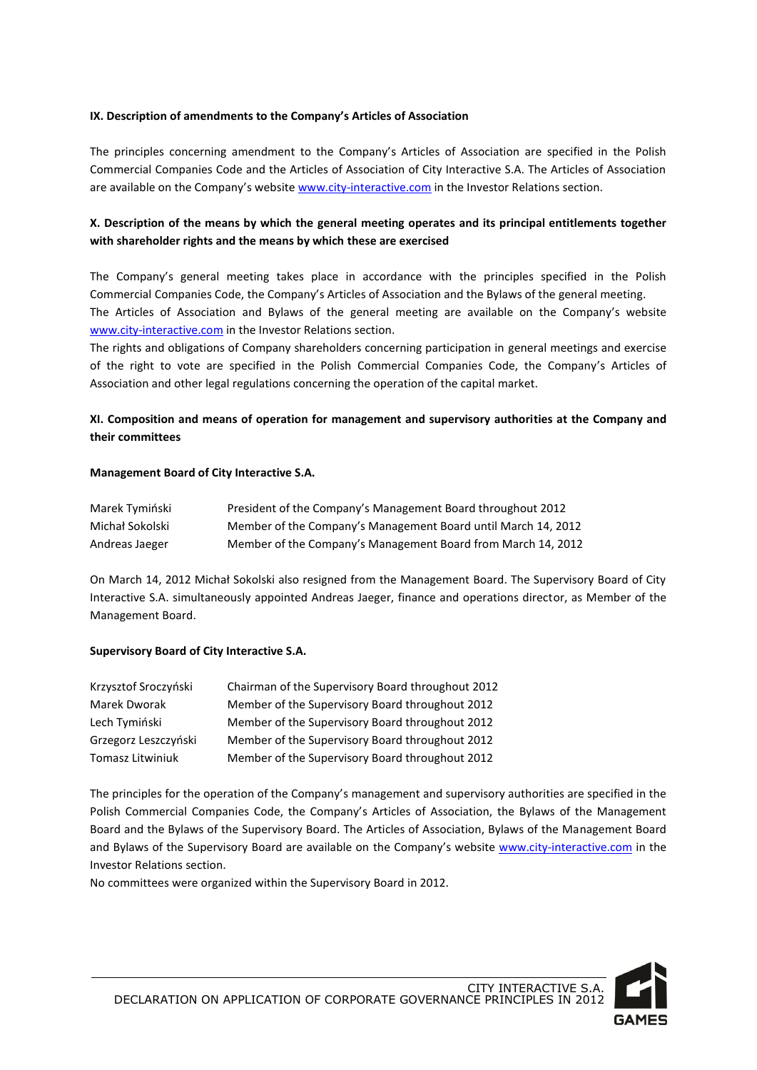**IX. Description of amendments to the Company's Articles of Association**

The principles concerning amendment to the Company's Articles of Association are specified in the Polish Commercial Companies Code and the Articles of Association of City Interactive S.A. The Articles of Association are available on the Company's website www.city-interactive.com in the Investor Relations section.

**X. Description of the means by which the general meeting operates and its principal entitlements together with shareholder rights and the means by which these are exercised**

The Company's general meeting takes place in accordance with the principles specified in the Polish Commercial Companies Code, the Company's Articles of Association and the Bylaws of the general meeting.
The Articles of Association and Bylaws of the general meeting are available on the Company's website www.city-interactive.com in the Investor Relations section.
The rights and obligations of Company shareholders concerning participation in general meetings and exercise of the right to vote are specified in the Polish Commercial Companies Code, the Company's Articles of Association and other legal regulations concerning the operation of the capital market.

**XI. Composition and means of operation for management and supervisory authorities at the Company and their committees**

**Management Board of City Interactive S.A.**

| | |
|---|---|
| Marek Tymiński | President of the Company's Management Board throughout 2012 |
| Michał Sokolski | Member of the Company's Management Board until March 14, 2012 |
| Andreas Jaeger | Member of the Company's Management Board from March 14, 2012 |

On March 14, 2012 Michał Sokolski also resigned from the Management Board. The Supervisory Board of City Interactive S.A. simultaneously appointed Andreas Jaeger, finance and operations director, as Member of the Management Board.

**Supervisory Board of City Interactive S.A.**

| | |
|---|---|
| Krzysztof Sroczyński | Chairman of the Supervisory Board throughout 2012 |
| Marek Dworak | Member of the Supervisory Board throughout 2012 |
| Lech Tymiński | Member of the Supervisory Board throughout 2012 |
| Grzegorz Leszczyński | Member of the Supervisory Board throughout 2012 |
| Tomasz Litwiniuk | Member of the Supervisory Board throughout 2012 |

The principles for the operation of the Company's management and supervisory authorities are specified in the Polish Commercial Companies Code, the Company's Articles of Association, the Bylaws of the Management Board and the Bylaws of the Supervisory Board. The Articles of Association, Bylaws of the Management Board and Bylaws of the Supervisory Board are available on the Company's website www.city-interactive.com in the Investor Relations section.
No committees were organized within the Supervisory Board in 2012.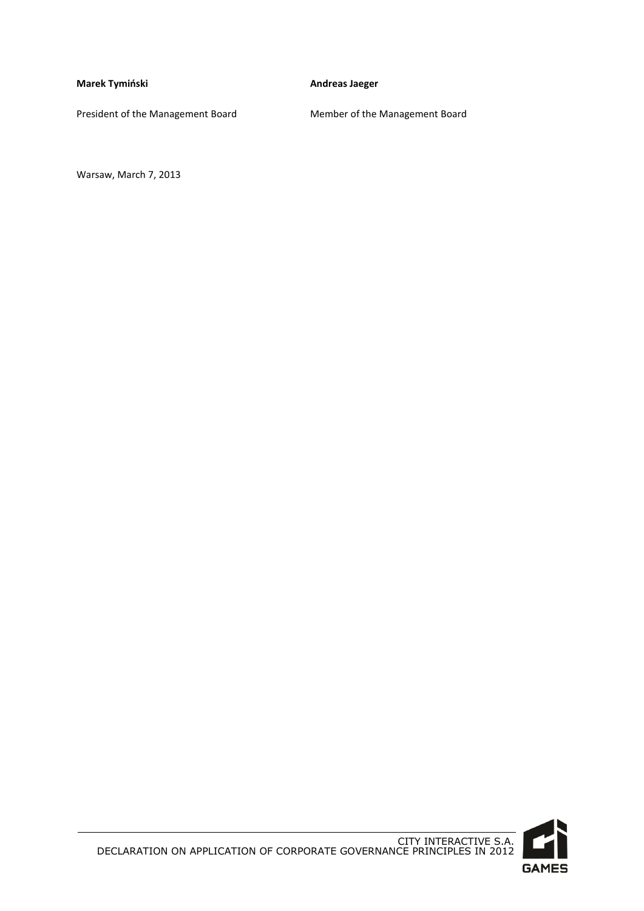**Marek Tymiński**

President of the Management Board

**Andreas Jaeger**

Member of the Management Board

Warsaw, March 7, 2013